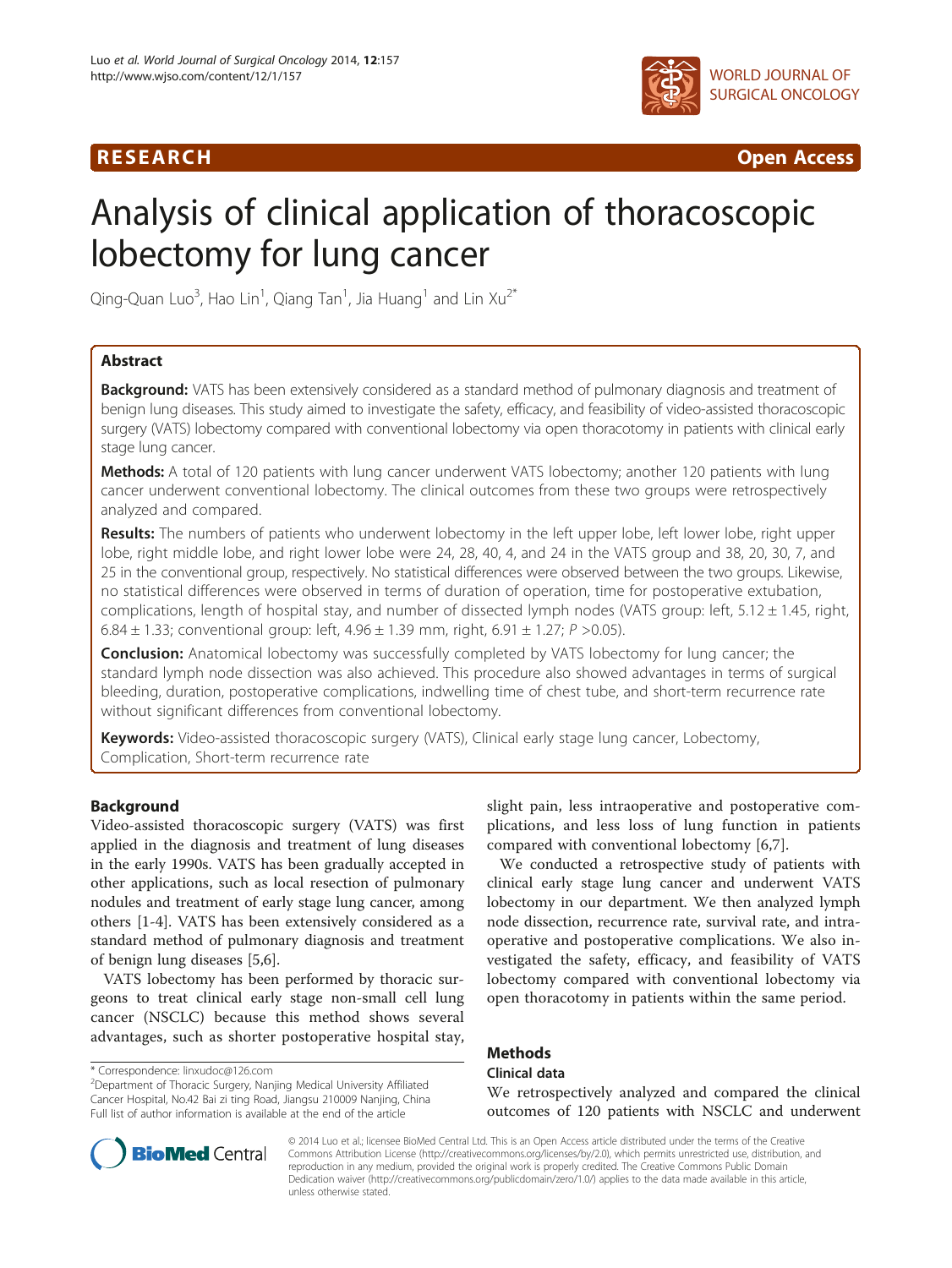RESEARCH **Open Access**

# Analysis of clinical application of thoracoscopic lobectomy for lung cancer

Qing-Quan Luo[3], Hao Lin[1], Qiang Tan[1], Jia Huang[1] and Lin Xu[2*]

## Abstract

**Background:** VATS has been extensively considered as a standard method of pulmonary diagnosis and treatment of benign lung diseases. This study aimed to investigate the safety, efficacy, and feasibility of video-assisted thoracoscopic surgery (VATS) lobectomy compared with conventional lobectomy via open thoracotomy in patients with clinical early stage lung cancer.

**Methods:** A total of 120 patients with lung cancer underwent VATS lobectomy; another 120 patients with lung cancer underwent conventional lobectomy. The clinical outcomes from these two groups were retrospectively analyzed and compared.

**Results:** The numbers of patients who underwent lobectomy in the left upper lobe, left lower lobe, right upper lobe, right middle lobe, and right lower lobe were 24, 28, 40, 4, and 24 in the VATS group and 38, 20, 30, 7, and 25 in the conventional group, respectively. No statistical differences were observed between the two groups. Likewise, no statistical differences were observed in terms of duration of operation, time for postoperative extubation, complications, length of hospital stay, and number of dissected lymph nodes (VATS group: left, 5.12 ± 1.45, right, 6.84 ± 1.33; conventional group: left, 4.96 ± 1.39 mm, right, 6.91 ± 1.27; $P$ >0.05).

**Conclusion:** Anatomical lobectomy was successfully completed by VATS lobectomy for lung cancer; the standard lymph node dissection was also achieved. This procedure also showed advantages in terms of surgical bleeding, duration, postoperative complications, indwelling time of chest tube, and short-term recurrence rate without significant differences from conventional lobectomy.

**Keywords:** Video-assisted thoracoscopic surgery (VATS), Clinical early stage lung cancer, Lobectomy, Complication, Short-term recurrence rate

## Background

Video-assisted thoracoscopic surgery (VATS) was first applied in the diagnosis and treatment of lung diseases in the early 1990s. VATS has been gradually accepted in other applications, such as local resection of pulmonary nodules and treatment of early stage lung cancer, among others [1-4]. VATS has been extensively considered as a standard method of pulmonary diagnosis and treatment of benign lung diseases [5,6].

VATS lobectomy has been performed by thoracic surgeons to treat clinical early stage non-small cell lung cancer (NSCLC) because this method shows several advantages, such as shorter postoperative hospital stay, slight pain, less intraoperative and postoperative complications, and less loss of lung function in patients compared with conventional lobectomy [6,7].

We conducted a retrospective study of patients with clinical early stage lung cancer and underwent VATS lobectomy in our department. We then analyzed lymph node dissection, recurrence rate, survival rate, and intraoperative and postoperative complications. We also investigated the safety, efficacy, and feasibility of VATS lobectomy compared with conventional lobectomy via open thoracotomy in patients within the same period.

## Methods

### Clinical data

We retrospectively analyzed and compared the clinical outcomes of 120 patients with NSCLC and underwent

\* Correspondence: linxudoc@126.com
[2]Department of Thoracic Surgery, Nanjing Medical University Affiliated Cancer Hospital, No.42 Bai zi ting Road, Jiangsu 210009 Nanjing, China
Full list of author information is available at the end of the article

© 2014 Luo et al.; licensee BioMed Central Ltd. This is an Open Access article distributed under the terms of the Creative Commons Attribution License (http://creativecommons.org/licenses/by/2.0), which permits unrestricted use, distribution, and reproduction in any medium, provided the original work is properly credited. The Creative Commons Public Domain Dedication waiver (http://creativecommons.org/publicdomain/zero/1.0/) applies to the data made available in this article, unless otherwise stated.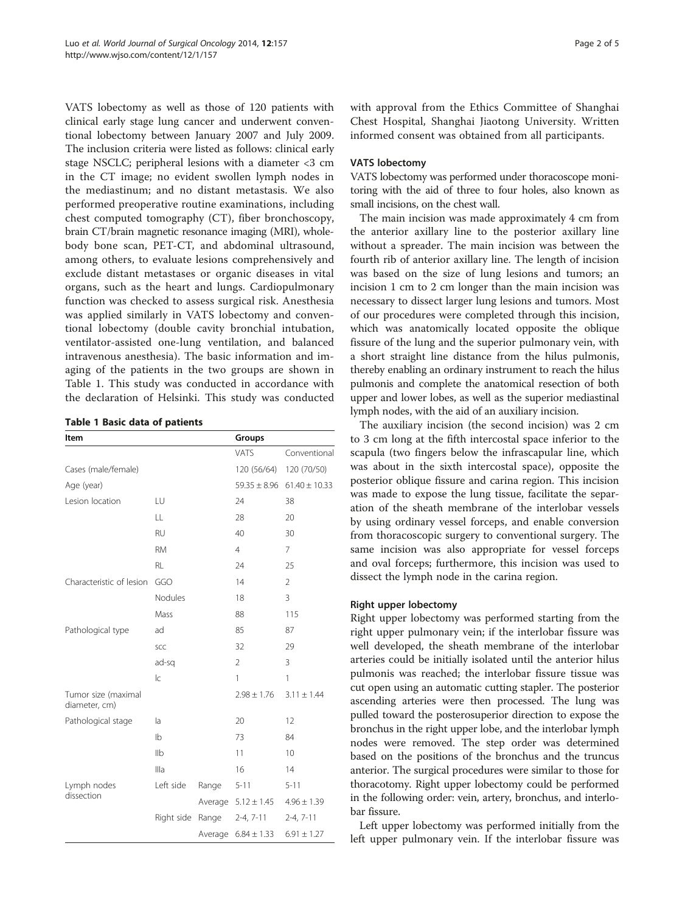VATS lobectomy as well as those of 120 patients with clinical early stage lung cancer and underwent conventional lobectomy between January 2007 and July 2009. The inclusion criteria were listed as follows: clinical early stage NSCLC; peripheral lesions with a diameter <3 cm in the CT image; no evident swollen lymph nodes in the mediastinum; and no distant metastasis. We also performed preoperative routine examinations, including chest computed tomography (CT), fiber bronchoscopy, brain CT/brain magnetic resonance imaging (MRI), whole-body bone scan, PET-CT, and abdominal ultrasound, among others, to evaluate lesions comprehensively and exclude distant metastases or organic diseases in vital organs, such as the heart and lungs. Cardiopulmonary function was checked to assess surgical risk. Anesthesia was applied similarly in VATS lobectomy and conventional lobectomy (double cavity bronchial intubation, ventilator-assisted one-lung ventilation, and balanced intravenous anesthesia). The basic information and imaging of the patients in the two groups are shown in Table 1. This study was conducted in accordance with the declaration of Helsinki. This study was conducted with approval from the Ethics Committee of Shanghai Chest Hospital, Shanghai Jiaotong University. Written informed consent was obtained from all participants.

**Table 1 Basic data of patients**

| Item | | | Groups | |
|---|---|---|---|---|
| | | | VATS | Conventional |
| Cases (male/female) | | | 120 (56/64) | 120 (70/50) |
| Age (year) | | | 59.35 ± 8.96 | 61.40 ± 10.33 |
| Lesion location | LU | | 24 | 38 |
| | LL | | 28 | 20 |
| | RU | | 40 | 30 |
| | RM | | 4 | 7 |
| | RL | | 24 | 25 |
| Characteristic of lesion | GGO | | 14 | 2 |
| | Nodules | | 18 | 3 |
| | Mass | | 88 | 115 |
| Pathological type | ad | | 85 | 87 |
| | scc | | 32 | 29 |
| | ad-sq | | 2 | 3 |
| | lc | | 1 | 1 |
| Tumor size (maximal diameter, cm) | | | 2.98 ± 1.76 | 3.11 ± 1.44 |
| Pathological stage | Ia | | 20 | 12 |
| | Ib | | 73 | 84 |
| | IIb | | 11 | 10 |
| | IIIa | | 16 | 14 |
| Lymph nodes dissection | Left side | Range | 5-11 | 5-11 |
| | | Average | 5.12 ± 1.45 | 4.96 ± 1.39 |
| | Right side | Range | 2-4, 7-11 | 2-4, 7-11 |
| | | Average | 6.84 ± 1.33 | 6.91 ± 1.27 |

### VATS lobectomy

VATS lobectomy was performed under thoracoscope monitoring with the aid of three to four holes, also known as small incisions, on the chest wall.

The main incision was made approximately 4 cm from the anterior axillary line to the posterior axillary line without a spreader. The main incision was between the fourth rib of anterior axillary line. The length of incision was based on the size of lung lesions and tumors; an incision 1 cm to 2 cm longer than the main incision was necessary to dissect larger lung lesions and tumors. Most of our procedures were completed through this incision, which was anatomically located opposite the oblique fissure of the lung and the superior pulmonary vein, with a short straight line distance from the hilus pulmonis, thereby enabling an ordinary instrument to reach the hilus pulmonis and complete the anatomical resection of both upper and lower lobes, as well as the superior mediastinal lymph nodes, with the aid of an auxiliary incision.

The auxiliary incision (the second incision) was 2 cm to 3 cm long at the fifth intercostal space inferior to the scapula (two fingers below the infrascapular line, which was about in the sixth intercostal space), opposite the posterior oblique fissure and carina region. This incision was made to expose the lung tissue, facilitate the separation of the sheath membrane of the interlobar vessels by using ordinary vessel forceps, and enable conversion from thoracoscopic surgery to conventional surgery. The same incision was also appropriate for vessel forceps and oval forceps; furthermore, this incision was used to dissect the lymph node in the carina region.

### Right upper lobectomy

Right upper lobectomy was performed starting from the right upper pulmonary vein; if the interlobar fissure was well developed, the sheath membrane of the interlobar arteries could be initially isolated until the anterior hilus pulmonis was reached; the interlobar fissure tissue was cut open using an automatic cutting stapler. The posterior ascending arteries were then processed. The lung was pulled toward the posterosuperior direction to expose the bronchus in the right upper lobe, and the interlobar lymph nodes were removed. The step order was determined based on the positions of the bronchus and the truncus anterior. The surgical procedures were similar to those for thoracotomy. Right upper lobectomy could be performed in the following order: vein, artery, bronchus, and interlobar fissure.

Left upper lobectomy was performed initially from the left upper pulmonary vein. If the interlobar fissure was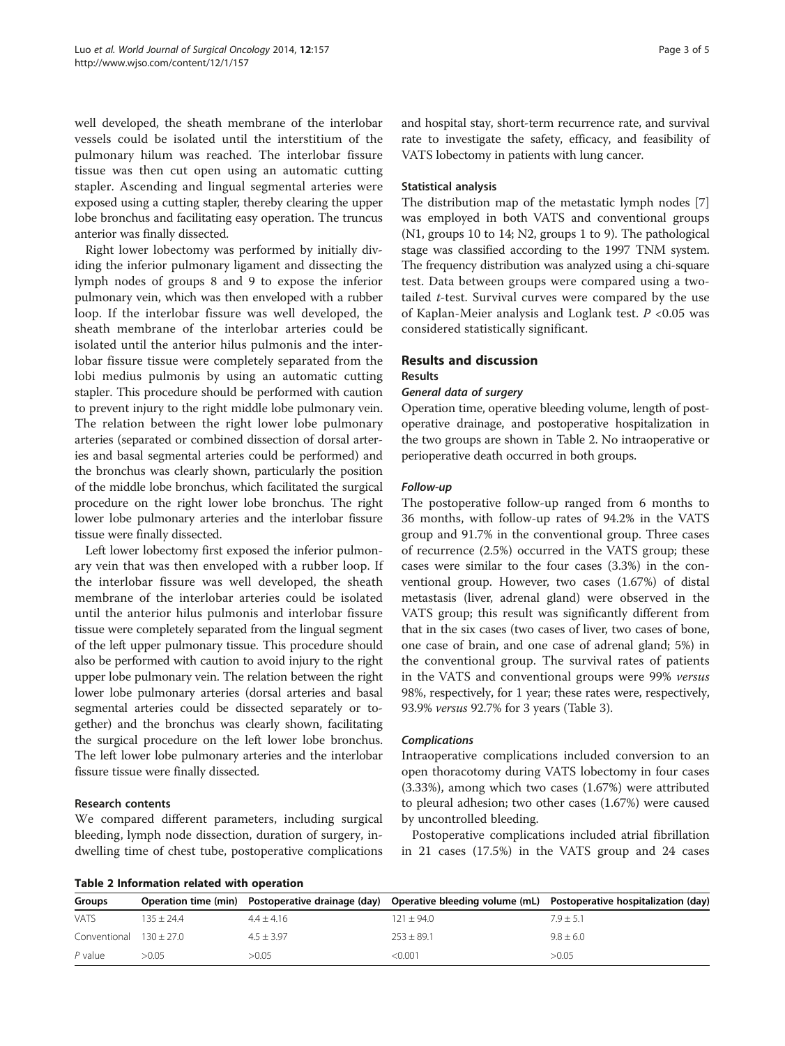well developed, the sheath membrane of the interlobar vessels could be isolated until the interstitium of the pulmonary hilum was reached. The interlobar fissure tissue was then cut open using an automatic cutting stapler. Ascending and lingual segmental arteries were exposed using a cutting stapler, thereby clearing the upper lobe bronchus and facilitating easy operation. The truncus anterior was finally dissected.

Right lower lobectomy was performed by initially dividing the inferior pulmonary ligament and dissecting the lymph nodes of groups 8 and 9 to expose the inferior pulmonary vein, which was then enveloped with a rubber loop. If the interlobar fissure was well developed, the sheath membrane of the interlobar arteries could be isolated until the anterior hilus pulmonis and the interlobar fissure tissue were completely separated from the lobi medius pulmonis by using an automatic cutting stapler. This procedure should be performed with caution to prevent injury to the right middle lobe pulmonary vein. The relation between the right lower lobe pulmonary arteries (separated or combined dissection of dorsal arteries and basal segmental arteries could be performed) and the bronchus was clearly shown, particularly the position of the middle lobe bronchus, which facilitated the surgical procedure on the right lower lobe bronchus. The right lower lobe pulmonary arteries and the interlobar fissure tissue were finally dissected.

Left lower lobectomy first exposed the inferior pulmonary vein that was then enveloped with a rubber loop. If the interlobar fissure was well developed, the sheath membrane of the interlobar arteries could be isolated until the anterior hilus pulmonis and interlobar fissure tissue were completely separated from the lingual segment of the left upper pulmonary tissue. This procedure should also be performed with caution to avoid injury to the right upper lobe pulmonary vein. The relation between the right lower lobe pulmonary arteries (dorsal arteries and basal segmental arteries could be dissected separately or together) and the bronchus was clearly shown, facilitating the surgical procedure on the left lower lobe bronchus. The left lower lobe pulmonary arteries and the interlobar fissure tissue were finally dissected.

### Research contents

We compared different parameters, including surgical bleeding, lymph node dissection, duration of surgery, indwelling time of chest tube, postoperative complications and hospital stay, short-term recurrence rate, and survival rate to investigate the safety, efficacy, and feasibility of VATS lobectomy in patients with lung cancer.

### Statistical analysis

The distribution map of the metastatic lymph nodes [7] was employed in both VATS and conventional groups (N1, groups 10 to 14; N2, groups 1 to 9). The pathological stage was classified according to the 1997 TNM system. The frequency distribution was analyzed using a chi-square test. Data between groups were compared using a two-tailed *t*-test. Survival curves were compared by the use of Kaplan-Meier analysis and Loglank test. $P < 0.05$ was considered statistically significant.

## Results and discussion

### Results

#### General data of surgery

Operation time, operative bleeding volume, length of postoperative drainage, and postoperative hospitalization in the two groups are shown in Table 2. No intraoperative or perioperative death occurred in both groups.

#### Follow-up

The postoperative follow-up ranged from 6 months to 36 months, with follow-up rates of 94.2% in the VATS group and 91.7% in the conventional group. Three cases of recurrence (2.5%) occurred in the VATS group; these cases were similar to the four cases (3.3%) in the conventional group. However, two cases (1.67%) of distal metastasis (liver, adrenal gland) were observed in the VATS group; this result was significantly different from that in the six cases (two cases of liver, two cases of bone, one case of brain, and one case of adrenal gland; 5%) in the conventional group. The survival rates of patients in the VATS and conventional groups were 99% *versus* 98%, respectively, for 1 year; these rates were, respectively, 93.9% *versus* 92.7% for 3 years (Table 3).

#### Complications

Intraoperative complications included conversion to an open thoracotomy during VATS lobectomy in four cases (3.33%), among which two cases (1.67%) were attributed to pleural adhesion; two other cases (1.67%) were caused by uncontrolled bleeding.

Postoperative complications included atrial fibrillation in 21 cases (17.5%) in the VATS group and 24 cases

**Table 2 Information related with operation**

| Groups | Operation time (min) | Postoperative drainage (day) | Operative bleeding volume (mL) | Postoperative hospitalization (day) |
|---|---|---|---|---|
| VATS | 135 ± 24.4 | 4.4 ± 4.16 | 121 ± 94.0 | 7.9 ± 5.1 |
| Conventional | 130 ± 27.0 | 4.5 ± 3.97 | 253 ± 89.1 | 9.8 ± 6.0 |
| *P* value | >0.05 | >0.05 | <0.001 | >0.05 |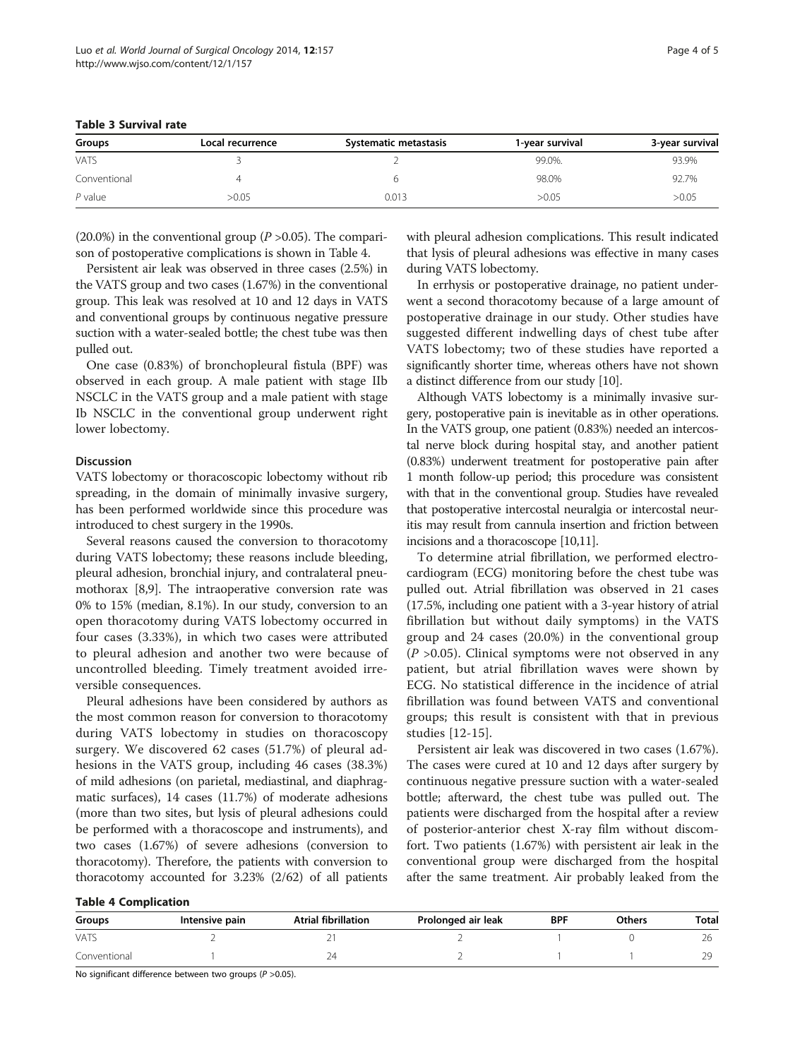**Table 3 Survival rate**

| Groups | Local recurrence | Systematic metastasis | 1-year survival | 3-year survival |
|---|---|---|---|---|
| VATS | 3 | 2 | 99.0%. | 93.9% |
| Conventional | 4 | 6 | 98.0% | 92.7% |
| *P* value | >0.05 | 0.013 | >0.05 | >0.05 |

(20.0%) in the conventional group (*P* >0.05). The comparison of postoperative complications is shown in Table 4.

Persistent air leak was observed in three cases (2.5%) in the VATS group and two cases (1.67%) in the conventional group. This leak was resolved at 10 and 12 days in VATS and conventional groups by continuous negative pressure suction with a water-sealed bottle; the chest tube was then pulled out.

One case (0.83%) of bronchopleural fistula (BPF) was observed in each group. A male patient with stage IIb NSCLC in the VATS group and a male patient with stage Ib NSCLC in the conventional group underwent right lower lobectomy.

## Discussion

VATS lobectomy or thoracoscopic lobectomy without rib spreading, in the domain of minimally invasive surgery, has been performed worldwide since this procedure was introduced to chest surgery in the 1990s.

Several reasons caused the conversion to thoracotomy during VATS lobectomy; these reasons include bleeding, pleural adhesion, bronchial injury, and contralateral pneumothorax [8,9]. The intraoperative conversion rate was 0% to 15% (median, 8.1%). In our study, conversion to an open thoracotomy during VATS lobectomy occurred in four cases (3.33%), in which two cases were attributed to pleural adhesion and another two were because of uncontrolled bleeding. Timely treatment avoided irreversible consequences.

Pleural adhesions have been considered by authors as the most common reason for conversion to thoracotomy during VATS lobectomy in studies on thoracoscopy surgery. We discovered 62 cases (51.7%) of pleural adhesions in the VATS group, including 46 cases (38.3%) of mild adhesions (on parietal, mediastinal, and diaphragmatic surfaces), 14 cases (11.7%) of moderate adhesions (more than two sites, but lysis of pleural adhesions could be performed with a thoracoscope and instruments), and two cases (1.67%) of severe adhesions (conversion to thoracotomy). Therefore, the patients with conversion to thoracotomy accounted for 3.23% (2/62) of all patients with pleural adhesion complications. This result indicated that lysis of pleural adhesions was effective in many cases during VATS lobectomy.

In errhysis or postoperative drainage, no patient underwent a second thoracotomy because of a large amount of postoperative drainage in our study. Other studies have suggested different indwelling days of chest tube after VATS lobectomy; two of these studies have reported a significantly shorter time, whereas others have not shown a distinct difference from our study [10].

Although VATS lobectomy is a minimally invasive surgery, postoperative pain is inevitable as in other operations. In the VATS group, one patient (0.83%) needed an intercostal nerve block during hospital stay, and another patient (0.83%) underwent treatment for postoperative pain after 1 month follow-up period; this procedure was consistent with that in the conventional group. Studies have revealed that postoperative intercostal neuralgia or intercostal neuritis may result from cannula insertion and friction between incisions and a thoracoscope [10,11].

To determine atrial fibrillation, we performed electrocardiogram (ECG) monitoring before the chest tube was pulled out. Atrial fibrillation was observed in 21 cases (17.5%, including one patient with a 3-year history of atrial fibrillation but without daily symptoms) in the VATS group and 24 cases (20.0%) in the conventional group (*P* >0.05). Clinical symptoms were not observed in any patient, but atrial fibrillation waves were shown by ECG. No statistical difference in the incidence of atrial fibrillation was found between VATS and conventional groups; this result is consistent with that in previous studies [12-15].

Persistent air leak was discovered in two cases (1.67%). The cases were cured at 10 and 12 days after surgery by continuous negative pressure suction with a water-sealed bottle; afterward, the chest tube was pulled out. The patients were discharged from the hospital after a review of posterior-anterior chest X-ray film without discomfort. Two patients (1.67%) with persistent air leak in the conventional group were discharged from the hospital after the same treatment. Air probably leaked from the

**Table 4 Complication**

| Groups | Intensive pain | Atrial fibrillation | Prolonged air leak | BPF | Others | Total |
|---|---|---|---|---|---|---|
| VATS | 2 | 21 | 2 | 1 | 0 | 26 |
| Conventional | 1 | 24 | 2 | 1 | 1 | 29 |

No significant difference between two groups (*P* >0.05).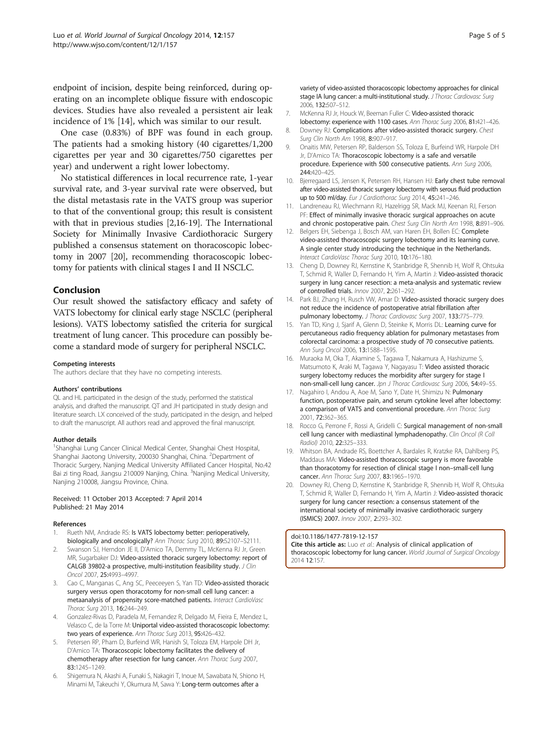endpoint of incision, despite being reinforced, during operating on an incomplete oblique fissure with endoscopic devices. Studies have also revealed a persistent air leak incidence of 1% [14], which was similar to our result.

One case (0.83%) of BPF was found in each group. The patients had a smoking history (40 cigarettes/1,200 cigarettes per year and 30 cigarettes/750 cigarettes per year) and underwent a right lower lobectomy.

No statistical differences in local recurrence rate, 1-year survival rate, and 3-year survival rate were observed, but the distal metastasis rate in the VATS group was superior to that of the conventional group; this result is consistent with that in previous studies [2,16-19]. The International Society for Minimally Invasive Cardiothoracic Surgery published a consensus statement on thoracoscopic lobectomy in 2007 [20], recommending thoracoscopic lobectomy for patients with clinical stages I and II NSCLC.

## Conclusion

Our result showed the satisfactory efficacy and safety of VATS lobectomy for clinical early stage NSCLC (peripheral lesions). VATS lobectomy satisfied the criteria for surgical treatment of lung cancer. This procedure can possibly become a standard mode of surgery for peripheral NSCLC.

#### Competing interests

The authors declare that they have no competing interests.

#### Authors' contributions

QL and HL participated in the design of the study, performed the statistical analysis, and drafted the manuscript. QT and JH participated in study design and literature search. LX conceived of the study, participated in the design, and helped to draft the manuscript. All authors read and approved the final manuscript.

#### Author details

[1]Shanghai Lung Cancer Clinical Medical Center, Shanghai Chest Hospital, Shanghai Jiaotong University, 200030 Shanghai, China. [2]Department of Thoracic Surgery, Nanjing Medical University Affiliated Cancer Hospital, No.42 Bai zi ting Road, Jiangsu 210009 Nanjing, China. [3]Nanjing Medical University, Nanjing 210008, Jiangsu Province, China.

Received: 11 October 2013 Accepted: 7 April 2014
Published: 21 May 2014

#### References

1. Rueth NM, Andrade RS: **Is VATS lobectomy better: perioperatively, biologically and oncologically?** *Ann Thorac Surg* 2010, **89:**S2107–S2111.
2. Swanson SJ, Herndon JE II, D'Amico TA, Demmy TL, McKenna RJ Jr, Green MR, Sugarbaker DJ: **Video-assisted thoracic surgery lobectomy: report of CALGB 39802-a prospective, multi-institution feasibility study.** *J Clin Oncol* 2007, **25:**4993–4997.
3. Cao C, Manganas C, Ang SC, Peeceeyen S, Yan TD: **Video-assisted thoracic surgery versus open thoracotomy for non-small cell lung cancer: a metaanalysis of propensity score-matched patients.** *Interact CardioVasc Thorac Surg* 2013, **16:**244–249.
4. Gonzalez-Rivas D, Paradela M, Fernandez R, Delgado M, Fieira E, Mendez L, Velasco C, de la Torre M: **Uniportal video-assisted thoracoscopic lobectomy: two years of experience.** *Ann Thorac Surg* 2013, **95:**426–432.
5. Petersen RP, Pham D, Burfeind WR, Hanish SI, Toloza EM, Harpole DH Jr, D'Amico TA: **Thoracoscopic lobectomy facilitates the delivery of chemotherapy after resection for lung cancer.** *Ann Thorac Surg* 2007, **83:**1245–1249.
6. Shigemura N, Akashi A, Funaki S, Nakagiri T, Inoue M, Sawabata N, Shiono H, Minami M, Takeuchi Y, Okumura M, Sawa Y: **Long-term outcomes after a variety of video-assisted thoracoscopic lobectomy approaches for clinical stage IA lung cancer: a multi-institutional study.** *J Thorac Cardiovasc Surg* 2006, **132:**507–512.
7. McKenna RJ Jr, Houck W, Beeman Fuller C: **Video-assisted thoracic lobectomy: experience with 1100 cases.** *Ann Thorac Surg* 2006, **81:**421–426.
8. Downey RJ: **Complications after video-assisted thoracic surgery.** *Chest Surg Clin North Am* 1998, **8:**907–917.
9. Onaitis MW, Petersen RP, Balderson SS, Toloza E, Burfeind WR, Harpole DH Jr, D'Amico TA: **Thoracoscopic lobectomy is a safe and versatile procedure. Experience with 500 consecutive patients.** *Ann Surg* 2006, **244:**420–425.
10. Bjerregaard LS, Jensen K, Petersen RH, Hansen HJ: **Early chest tube removal after video-assisted thoracic surgery lobectomy with serous fluid production up to 500 ml/day.** *Eur J Cardiothorac Surg* 2014, **45:**241–246.
11. Landreneau RJ, Wiechmann RJ, Hazelrigg SR, Mack MJ, Keenan RJ, Ferson PF: **Effect of minimally invasive thoracic surgical approaches on acute and chronic postoperative pain.** *Chest Surg Clin North Am* 1998, **8:**891–906.
12. Belgers EH, Siebenga J, Bosch AM, van Haren EH, Bollen EC: **Complete video-assisted thoracoscopic surgery lobectomy and its learning curve. A single center study introducing the technique in the Netherlands.** *Interact CardioVasc Thorac Surg* 2010, **10:**176–180.
13. Cheng D, Downey RJ, Kernstine K, Stanbridge R, Shennib H, Wolf R, Ohtsuka T, Schmid R, Waller D, Fernando H, Yim A, Martin J: **Video-assisted thoracic surgery in lung cancer resection: a meta-analysis and systematic review of controlled trials.** *Innov* 2007, **2:**261–292.
14. Park BJ, Zhang H, Rusch VW, Amar D: **Video-assisted thoracic surgery does not reduce the incidence of postoperative atrial fibrillation after pulmonary lobectomy.** *J Thorac Cardiovasc Surg* 2007, **133:**775–779.
15. Yan TD, King J, Sjarif A, Glenn D, Steinke K, Morris DL: **Learning curve for percutaneous radio frequency ablation for pulmonary metastases from colorectal carcinoma: a prospective study of 70 consecutive patients.** *Ann Surg Oncol* 2006, **13:**1588–1595.
16. Muraoka M, Oka T, Akamine S, Tagawa T, Nakamura A, Hashizume S, Matsumoto K, Araki M, Tagawa Y, Nagayasu T: **Video assisted thoracic surgery lobectomy reduces the morbidity after surgery for stage I non-small-cell lung cancer.** *Jpn J Thorac Cardiovasc Surg* 2006, **54:**49–55.
17. Nagahiro I, Andou A, Aoe M, Sano Y, Date H, Shimizu N: **Pulmonary function, postoperative pain, and serum cytokine level after lobectomy: a comparison of VATS and conventional procedure.** *Ann Thorac Surg* 2001, **72:**362–365.
18. Rocco G, Perrone F, Rossi A, Gridelli C: **Surgical management of non-small cell lung cancer with mediastinal lymphadenopathy.** *Clin Oncol (R Coll Radiol)* 2010, **22:**325–333.
19. Whitson BA, Andrade RS, Boettcher A, Bardales R, Kratzke RA, Dahlberg PS, Maddaus MA: **Video-assisted thoracoscopic surgery is more favorable than thoracotomy for resection of clinical stage I non–small-cell lung cancer.** *Ann Thorac Surg* 2007, **83:**1965–1970.
20. Downey RJ, Cheng D, Kernstine K, Stanbridge R, Shennib H, Wolf R, Ohtsuka T, Schmid R, Waller D, Fernando H, Yim A, Martin J: **Video-assisted thoracic surgery for lung cancer resection: a consensus statement of the international society of minimally invasive cardiothoracic surgery (ISMICS) 2007.** *Innov* 2007, **2:**293–302.

doi:10.1186/1477-7819-12-157
**Cite this article as:** Luo *et al.*: Analysis of clinical application of thoracoscopic lobectomy for lung cancer. *World Journal of Surgical Oncology* 2014 **12**:157.